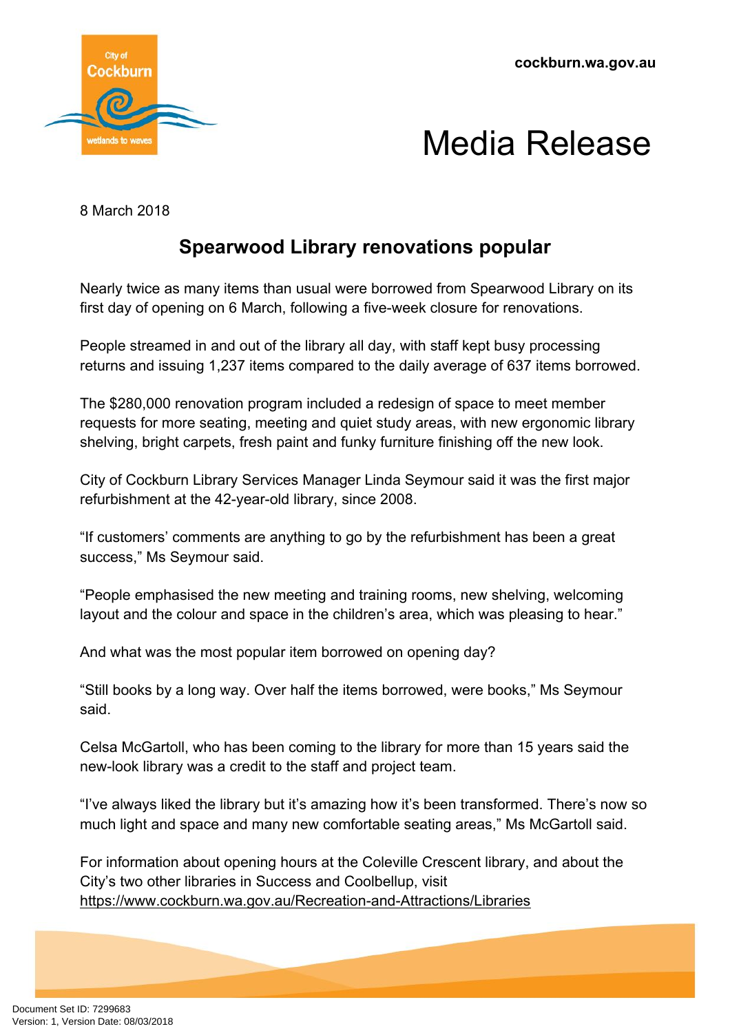cockburn.wa.gov.au

# Media Release

8 March 2018

## Spearwood Library renovations popular

Nearly twice as many items than usual were borrowed from Spearwood Library on its first day of opening on 6 March, following a five-week closure for renovations.

People streamed in and out of the library all day, with staff kept busy processing returns and issuing 1,237 items compared to the daily average of 637 items borrowed.

The $280,000 renovation program included a redesign of space to meet member requests for more seating, meeting and quiet study areas, with new ergonomic library shelving, bright carpets, fresh paint and funky furniture finishing off the new look.

City of Cockburn Library Services Manager Linda Seymour said it was the first major refurbishment at the 42-year-old library, since 2008.

“If customers’ comments are anything to go by the refurbishment has been a great success,” Ms Seymour said.

“People emphasised the new meeting and training rooms, new shelving, welcoming layout and the colour and space in the children’s area, which was pleasing to hear.”

And what was the most popular item borrowed on opening day?

“Still books by a long way. Over half the items borrowed, were books,” Ms Seymour said.

Celsa McGartoll, who has been coming to the library for more than 15 years said the new-look library was a credit to the staff and project team.

“I’ve always liked the library but it’s amazing how it’s been transformed. There’s now so much light and space and many new comfortable seating areas,” Ms McGartoll said.

For information about opening hours at the Coleville Crescent library, and about the City’s two other libraries in Success and Coolbellup, visit https://www.cockburn.wa.gov.au/Recreation-and-Attractions/Libraries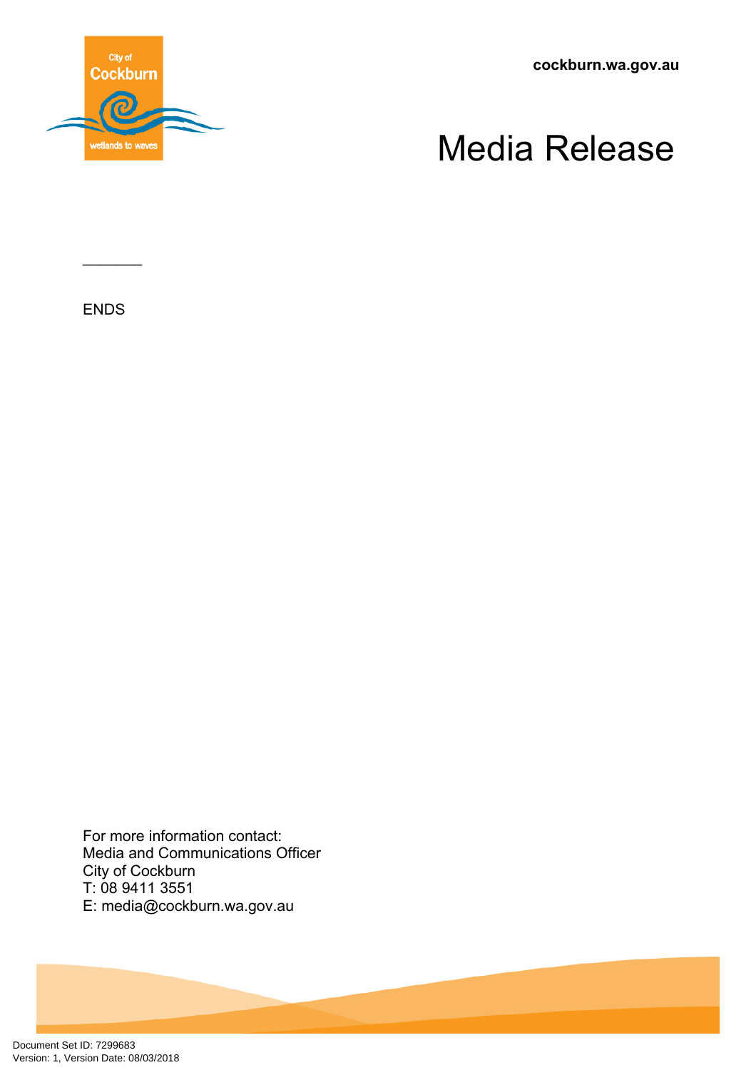cockburn.wa.gov.au

# Media Release

_______

ENDS

For more information contact:
Media and Communications Officer
City of Cockburn
T: 08 9411 3551
E: media@cockburn.wa.gov.au

Document Set ID: 7299683
Version: 1, Version Date: 08/03/2018